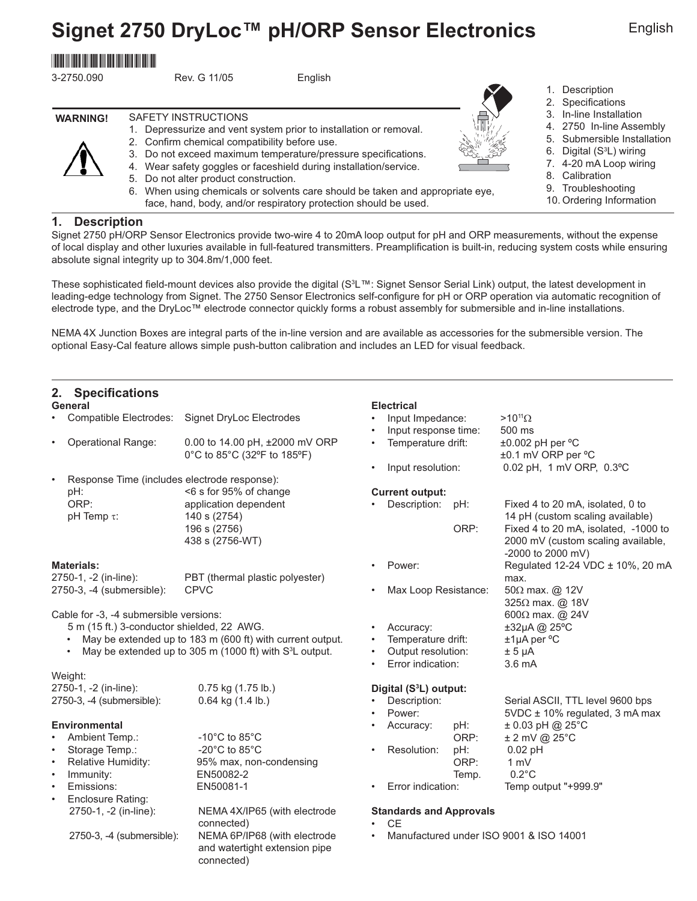# Signet 2750 DryLoc™ pH/ORP Sensor Electronics

English

3-2750.090 Rev. G 11/05 English

**WARNING!**

SAFETY INSTRUCTIONS

1. Depressurize and vent system prior to installation or removal.
2. Confirm chemical compatibility before use.
3. Do not exceed maximum temperature/pressure specifications.
4. Wear safety goggles or faceshield during installation/service.
5. Do not alter product construction.
6. When using chemicals or solvents care should be taken and appropriate eye, face, hand, body, and/or respiratory protection should be used.

1. Description
2. Specifications
3. In-line Installation
4. 2750 In-line Assembly
5. Submersible Installation
6. Digital ($S^3L$) wiring
7. 4-20 mA Loop wiring
8. Calibration
9. Troubleshooting
10. Ordering Information

## 1. Description

Signet 2750 pH/ORP Sensor Electronics provide two-wire 4 to 20mA loop output for pH and ORP measurements, without the expense of local display and other luxuries available in full-featured transmitters. Preamplification is built-in, reducing system costs while ensuring absolute signal integrity up to 304.8m/1,000 feet.

These sophisticated field-mount devices also provide the digital ($S^3L$™: Signet Sensor Serial Link) output, the latest development in leading-edge technology from Signet. The 2750 Sensor Electronics self-configure for pH or ORP operation via automatic recognition of electrode type, and the DryLoc™ electrode connector quickly forms a robust assembly for submersible and in-line installations.

NEMA 4X Junction Boxes are integral parts of the in-line version and are available as accessories for the submersible version. The optional Easy-Cal feature allows simple push-button calibration and includes an LED for visual feedback.

## 2. Specifications

**General**

- Compatible Electrodes: Signet DryLoc Electrodes
- Operational Range: 0.00 to 14.00 pH, ±2000 mV ORP
  0°C to 85°C (32ºF to 185ºF)
- Response Time (includes electrode response):
  - pH: <6 s for 95% of change
  - ORP: application dependent
  - pH Temp $\tau$: 140 s (2754)
    196 s (2756)
    438 s (2756-WT)

**Materials:**

- 2750-1, -2 (in-line): PBT (thermal plastic polyester)
- 2750-3, -4 (submersible): CPVC

Cable for -3, -4 submersible versions:

5 m (15 ft.) 3-conductor shielded, 22 AWG.

- May be extended up to 183 m (600 ft) with current output.
- May be extended up to 305 m (1000 ft) with $S^3L$ output.

Weight:

- 2750-1, -2 (in-line): 0.75 kg (1.75 lb.)
- 2750-3, -4 (submersible): 0.64 kg (1.4 lb.)

**Environmental**

- Ambient Temp.: -10°C to 85°C
- Storage Temp.: -20°C to 85°C
- Relative Humidity: 95% max, non-condensing
- Immunity: EN50082-2
- Emissions: EN50081-1
- Enclosure Rating:
  - 2750-1, -2 (in-line): NEMA 4X/IP65 (with electrode connected)
  - 2750-3, -4 (submersible): NEMA 6P/IP68 (with electrode and watertight extension pipe connected)

**Electrical**

- Input Impedance: $>10^{11}\Omega$
- Input response time: 500 ms
- Temperature drift: ±0.002 pH per ºC
  ±0.1 mV ORP per ºC
- Input resolution: 0.02 pH, 1 mV ORP, 0.3ºC

**Current output:**

- Description:
  - pH: Fixed 4 to 20 mA, isolated, 0 to 14 pH (custom scaling available)
  - ORP: Fixed 4 to 20 mA, isolated, -1000 to 2000 mV (custom scaling available, -2000 to 2000 mV)
- Power: Regulated 12-24 VDC ± 10%, 20 mA max.
- Max Loop Resistance: 50Ω max. @ 12V
  325Ω max. @ 18V
  600Ω max. @ 24V
- Accuracy: ±32µA @ 25ºC
- Temperature drift: ±1µA per ºC
- Output resolution: ± 5 µA
- Error indication: 3.6 mA

**Digital ($S^3L$) output:**

- Description: Serial ASCII, TTL level 9600 bps
- Power: 5VDC ± 10% regulated, 3 mA max
- Accuracy:
  - pH: ± 0.03 pH @ 25ºC
  - ORP: ± 2 mV @ 25ºC
- Resolution:
  - pH: 0.02 pH
  - ORP: 1 mV
  - Temp. 0.2°C
- Error indication: Temp output "+999.9"

**Standards and Approvals**

- CE
- Manufactured under ISO 9001 & ISO 14001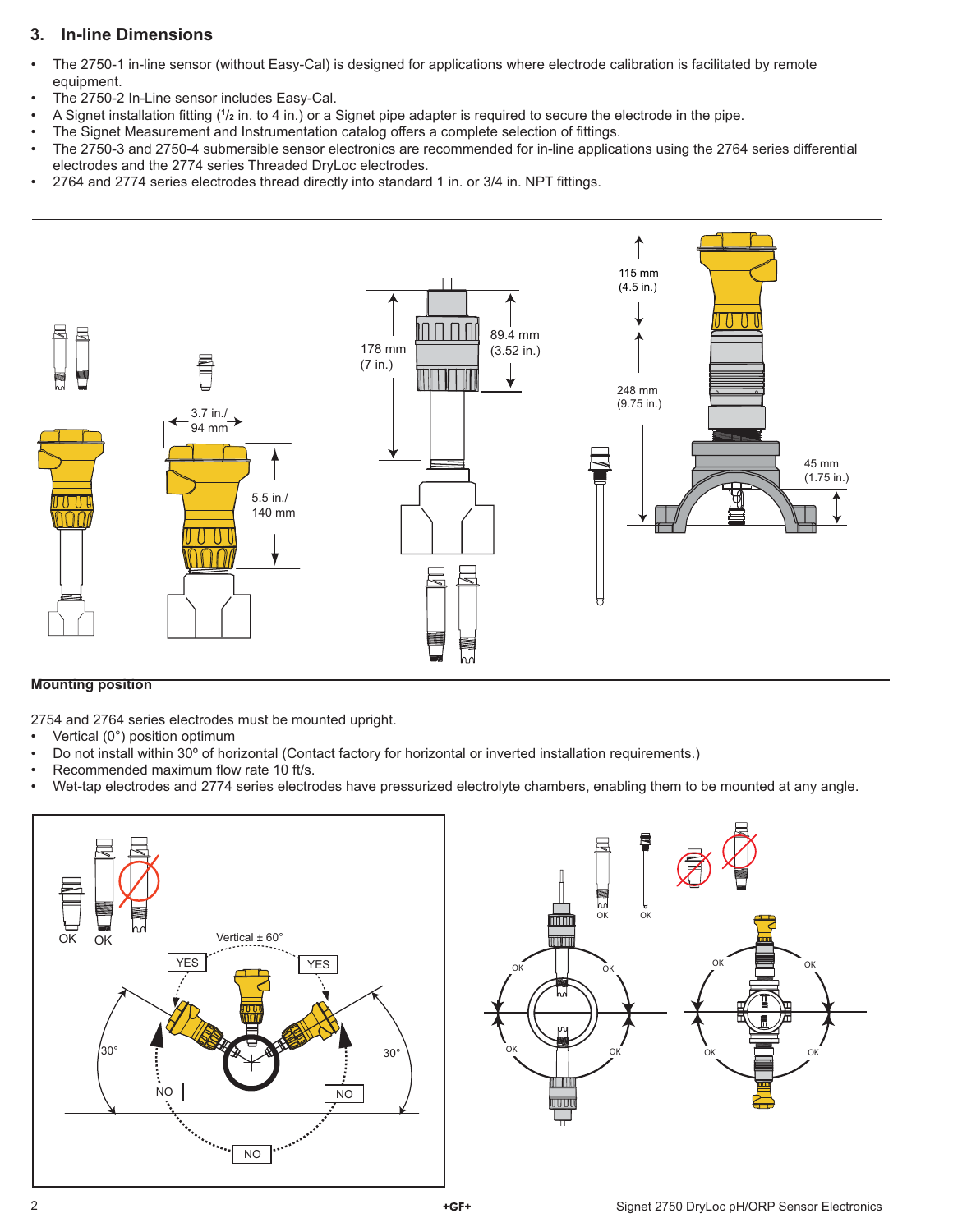## 3. In-line Dimensions

- The 2750-1 in-line sensor (without Easy-Cal) is designed for applications where electrode calibration is facilitated by remote equipment.
- The 2750-2 In-Line sensor includes Easy-Cal.
- A Signet installation fitting (½ in. to 4 in.) or a Signet pipe adapter is required to secure the electrode in the pipe.
- The Signet Measurement and Instrumentation catalog offers a complete selection of fittings.
- The 2750-3 and 2750-4 submersible sensor electronics are recommended for in-line applications using the 2764 series differential electrodes and the 2774 series Threaded DryLoc electrodes.
- 2764 and 2774 series electrodes thread directly into standard 1 in. or 3/4 in. NPT fittings.

3.7 in./ 94 mm

5.5 in./ 140 mm

178 mm (7 in.)

89.4 mm (3.52 in.)

115 mm (4.5 in.)

248 mm (9.75 in.)

45 mm (1.75 in.)

### Mounting position

2754 and 2764 series electrodes must be mounted upright.

- Vertical (0°) position optimum
- Do not install within 30º of horizontal (Contact factory for horizontal or inverted installation requirements.)
- Recommended maximum flow rate 10 ft/s.
- Wet-tap electrodes and 2774 series electrodes have pressurized electrolyte chambers, enabling them to be mounted at any angle.

OK OK

Vertical ± 60°

YES YES

30° 30°

NO NO NO

OK OK OK OK OK OK OK OK OK OK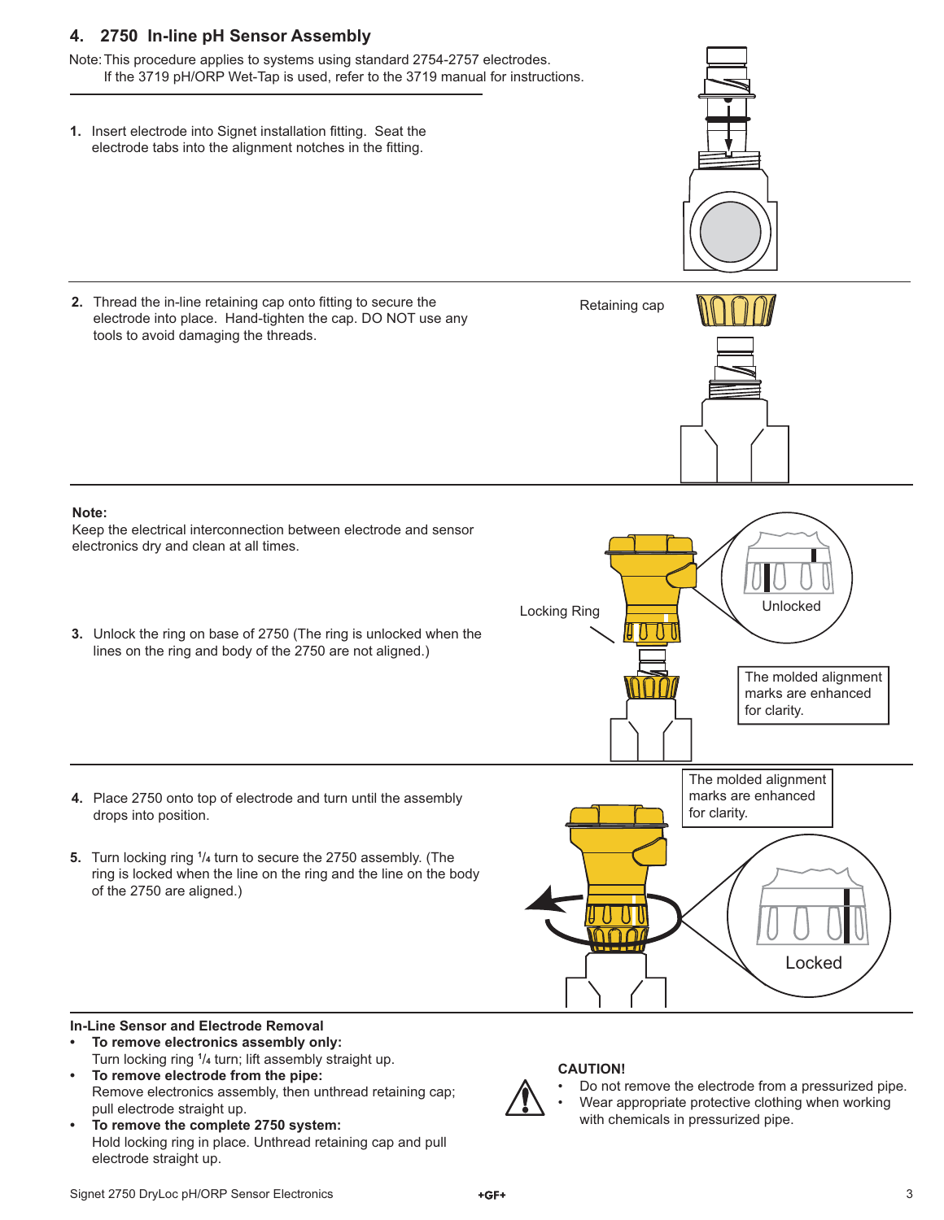## 4. 2750 In-line pH Sensor Assembly

Note: This procedure applies to systems using standard 2754-2757 electrodes. If the 3719 pH/ORP Wet-Tap is used, refer to the 3719 manual for instructions.

1. Insert electrode into Signet installation fitting. Seat the electrode tabs into the alignment notches in the fitting.

2. Thread the in-line retaining cap onto fitting to secure the electrode into place. Hand-tighten the cap. DO NOT use any tools to avoid damaging the threads.

Retaining cap

**Note:**
Keep the electrical interconnection between electrode and sensor electronics dry and clean at all times.

Locking Ring

Unlocked

The molded alignment marks are enhanced for clarity.

3. Unlock the ring on base of 2750 (The ring is unlocked when the lines on the ring and body of the 2750 are not aligned.)

4. Place 2750 onto top of electrode and turn until the assembly drops into position.

5. Turn locking ring 1/4 turn to secure the 2750 assembly. (The ring is locked when the line on the ring and the line on the body of the 2750 are aligned.)

The molded alignment marks are enhanced for clarity.

Locked

**In-Line Sensor and Electrode Removal**

- **To remove electronics assembly only:**
  Turn locking ring 1/4 turn; lift assembly straight up.
- **To remove electrode from the pipe:**
  Remove electronics assembly, then unthread retaining cap; pull electrode straight up.
- **To remove the complete 2750 system:**
  Hold locking ring in place. Unthread retaining cap and pull electrode straight up.

**CAUTION!**

- Do not remove the electrode from a pressurized pipe.
- Wear appropriate protective clothing when working with chemicals in pressurized pipe.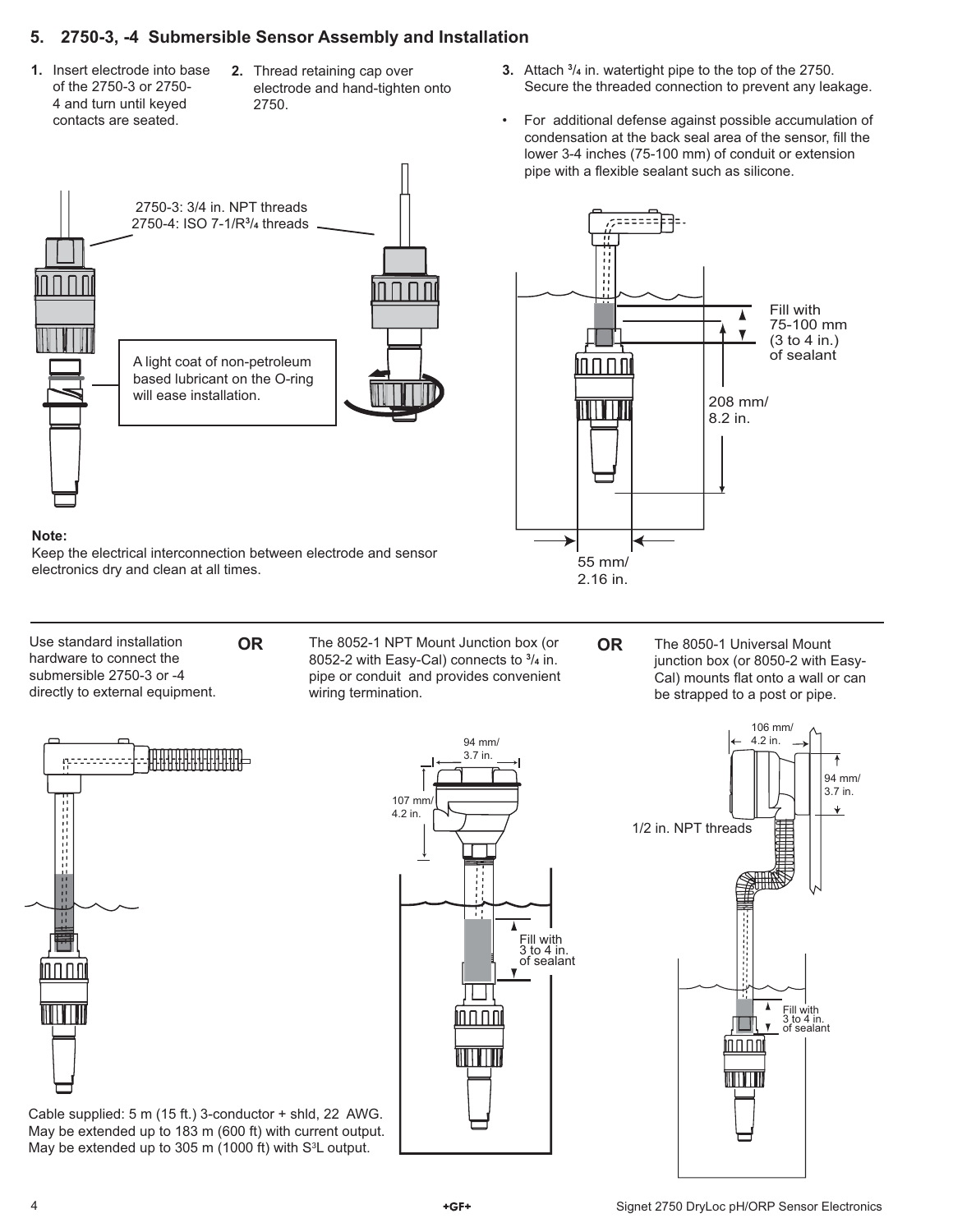## 5. 2750-3, -4 Submersible Sensor Assembly and Installation

1. Insert electrode into base of the 2750-3 or 2750-4 and turn until keyed contacts are seated.
2. Thread retaining cap over electrode and hand-tighten onto 2750.
3. Attach ³/₄ in. watertight pipe to the top of the 2750. Secure the threaded connection to prevent any leakage.

- For additional defense against possible accumulation of condensation at the back seal area of the sensor, fill the lower 3-4 inches (75-100 mm) of conduit or extension pipe with a flexible sealant such as silicone.

2750-3: 3/4 in. NPT threads
2750-4: ISO 7-1/R³/₄ threads

A light coat of non-petroleum based lubricant on the O-ring will ease installation.

Fill with 75-100 mm (3 to 4 in.) of sealant

208 mm/ 8.2 in.

55 mm/ 2.16 in.

**Note:**
Keep the electrical interconnection between electrode and sensor electronics dry and clean at all times.

---

Use standard installation hardware to connect the submersible 2750-3 or -4 directly to external equipment.

**OR**

The 8052-1 NPT Mount Junction box (or 8052-2 with Easy-Cal) connects to ³/₄ in. pipe or conduit and provides convenient wiring termination.

**OR**

The 8050-1 Universal Mount junction box (or 8050-2 with Easy-Cal) mounts flat onto a wall or can be strapped to a post or pipe.

94 mm/ 3.7 in.

107 mm/ 4.2 in.

Fill with 3 to 4 in. of sealant

106 mm/ 4.2 in.

94 mm/ 3.7 in.

1/2 in. NPT threads

Fill with 3 to 4 in. of sealant

Cable supplied: 5 m (15 ft.) 3-conductor + shld, 22 AWG.
May be extended up to 183 m (600 ft) with current output.
May be extended up to 305 m (1000 ft) with $S^3L$ output.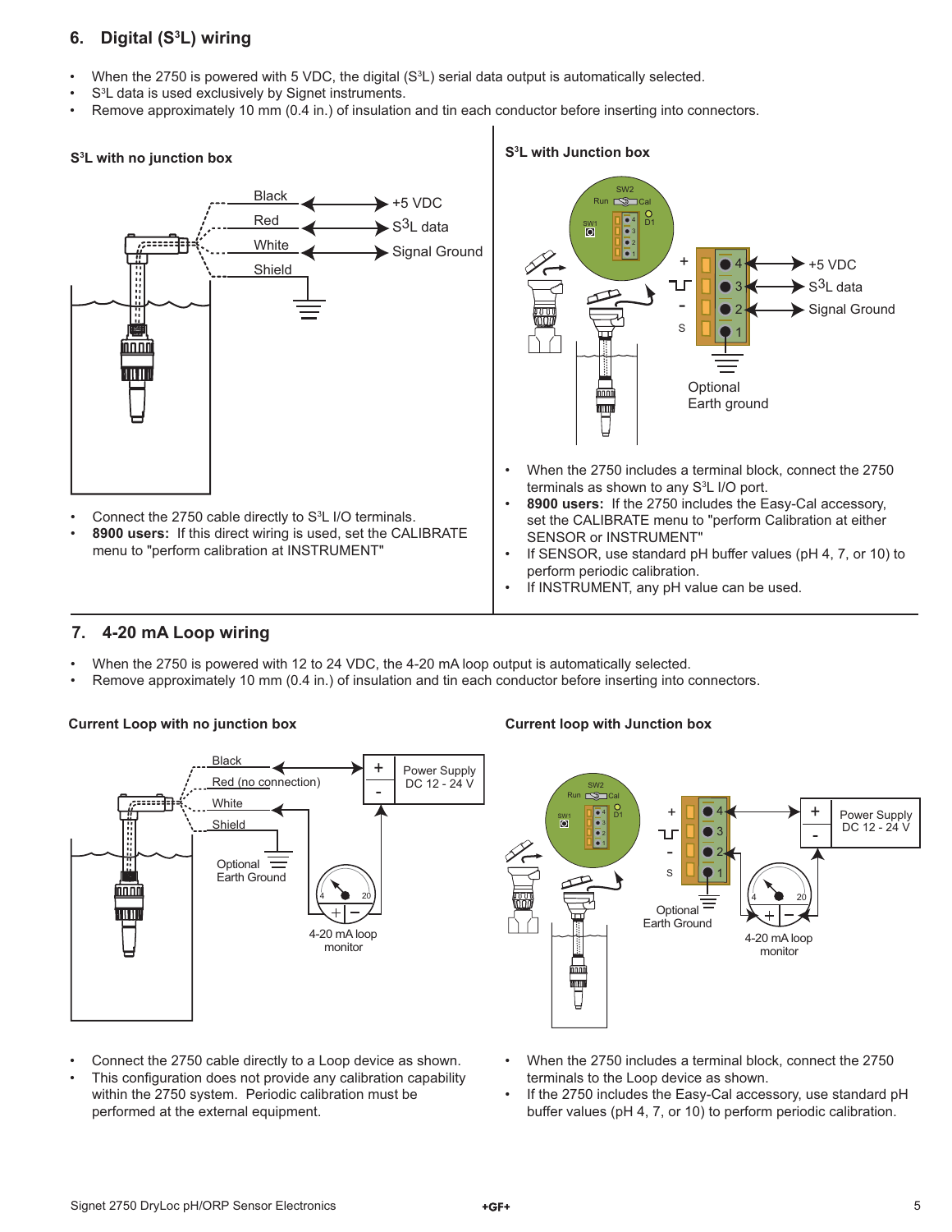## 6. Digital ($S^3L$) wiring

- When the 2750 is powered with 5 VDC, the digital ($S^3L$) serial data output is automatically selected.
- $S^3L$ data is used exclusively by Signet instruments.
- Remove approximately 10 mm (0.4 in.) of insulation and tin each conductor before inserting into connectors.

### $S^3L$ with no junction box

Black — +5 VDC
Red — $S^3L$ data
White — Signal Ground
Shield

- Connect the 2750 cable directly to $S^3L$ I/O terminals.
- **8900 users:** If this direct wiring is used, set the CALIBRATE menu to "perform calibration at INSTRUMENT"

### $S^3L$ with Junction box

SW2 Run Cal SW1 D1

\+ 4 — +5 VDC
3 — $S^3L$ data
\- 2 — Signal Ground
S 1

Optional Earth ground

- When the 2750 includes a terminal block, connect the 2750 terminals as shown to any $S^3L$ I/O port.
- **8900 users:** If the 2750 includes the Easy-Cal accessory, set the CALIBRATE menu to "perform Calibration at either SENSOR or INSTRUMENT"
- If SENSOR, use standard pH buffer values (pH 4, 7, or 10) to perform periodic calibration.
- If INSTRUMENT, any pH value can be used.

## 7. 4-20 mA Loop wiring

- When the 2750 is powered with 12 to 24 VDC, the 4-20 mA loop output is automatically selected.
- Remove approximately 10 mm (0.4 in.) of insulation and tin each conductor before inserting into connectors.

### Current Loop with no junction box

Black, Red (no connection), White, Shield

Power Supply DC 12 - 24 V (+, -)

Optional Earth Ground

4-20 mA loop monitor

- Connect the 2750 cable directly to a Loop device as shown.
- This configuration does not provide any calibration capability within the 2750 system. Periodic calibration must be performed at the external equipment.

### Current loop with Junction box

SW2 Run Cal SW1 D1

Power Supply DC 12 - 24 V (+, -)

Optional Earth Ground

4-20 mA loop monitor

- When the 2750 includes a terminal block, connect the 2750 terminals to the Loop device as shown.
- If the 2750 includes the Easy-Cal accessory, use standard pH buffer values (pH 4, 7, or 10) to perform periodic calibration.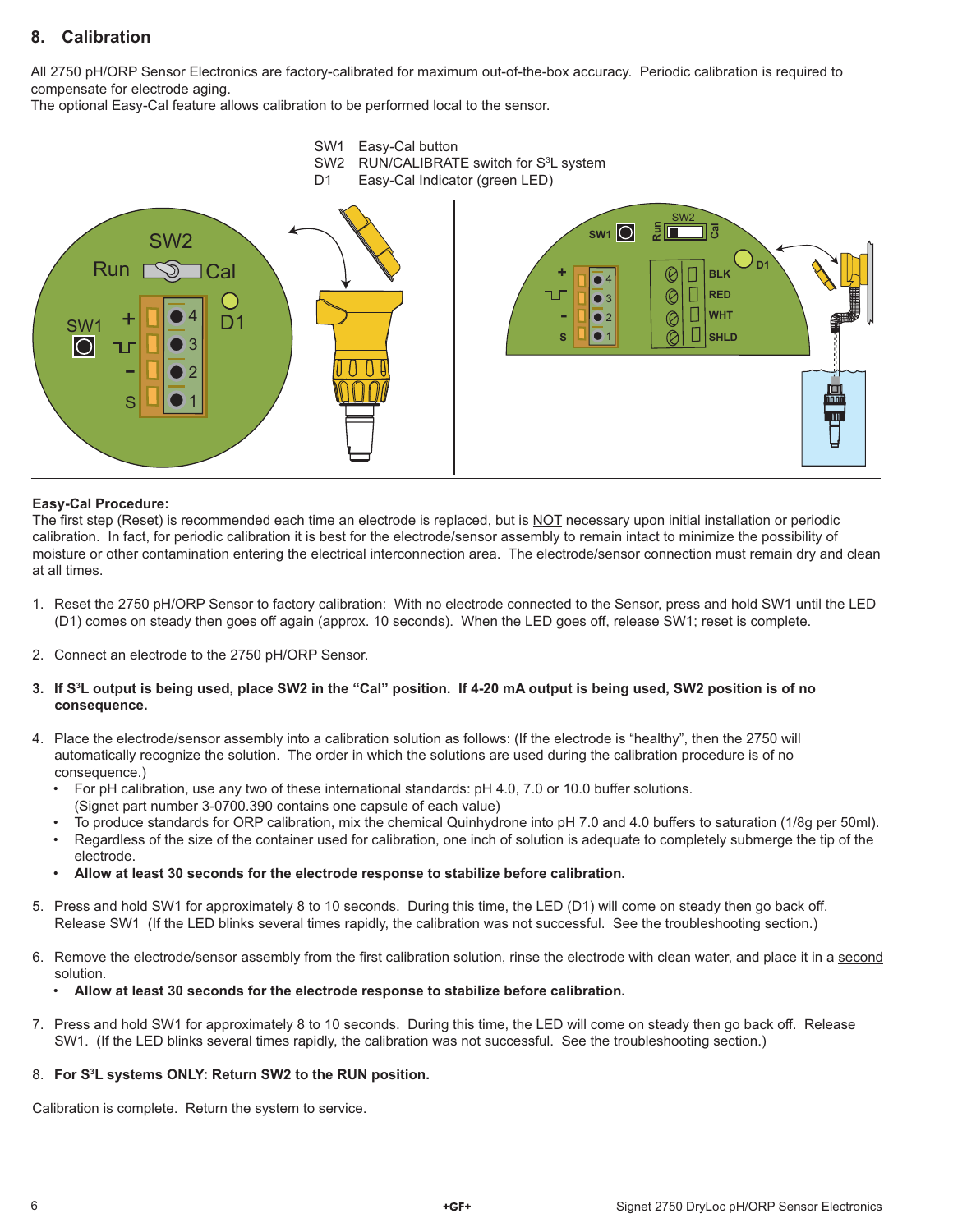## 8. Calibration

All 2750 pH/ORP Sensor Electronics are factory-calibrated for maximum out-of-the-box accuracy. Periodic calibration is required to compensate for electrode aging.
The optional Easy-Cal feature allows calibration to be performed local to the sensor.

SW1 Easy-Cal button
SW2 RUN/CALIBRATE switch for S³L system
D1 Easy-Cal Indicator (green LED)

**Easy-Cal Procedure:**
The first step (Reset) is recommended each time an electrode is replaced, but is NOT necessary upon initial installation or periodic calibration. In fact, for periodic calibration it is best for the electrode/sensor assembly to remain intact to minimize the possibility of moisture or other contamination entering the electrical interconnection area. The electrode/sensor connection must remain dry and clean at all times.

1. Reset the 2750 pH/ORP Sensor to factory calibration: With no electrode connected to the Sensor, press and hold SW1 until the LED (D1) comes on steady then goes off again (approx. 10 seconds). When the LED goes off, release SW1; reset is complete.

2. Connect an electrode to the 2750 pH/ORP Sensor.

3. **If S³L output is being used, place SW2 in the "Cal" position. If 4-20 mA output is being used, SW2 position is of no consequence.**

4. Place the electrode/sensor assembly into a calibration solution as follows: (If the electrode is "healthy", then the 2750 will automatically recognize the solution. The order in which the solutions are used during the calibration procedure is of no consequence.)
   - For pH calibration, use any two of these international standards: pH 4.0, 7.0 or 10.0 buffer solutions. (Signet part number 3-0700.390 contains one capsule of each value)
   - To produce standards for ORP calibration, mix the chemical Quinhydrone into pH 7.0 and 4.0 buffers to saturation (1/8g per 50ml).
   - Regardless of the size of the container used for calibration, one inch of solution is adequate to completely submerge the tip of the electrode.
   - **Allow at least 30 seconds for the electrode response to stabilize before calibration.**

5. Press and hold SW1 for approximately 8 to 10 seconds. During this time, the LED (D1) will come on steady then go back off. Release SW1 (If the LED blinks several times rapidly, the calibration was not successful. See the troubleshooting section.)

6. Remove the electrode/sensor assembly from the first calibration solution, rinse the electrode with clean water, and place it in a second solution.
   - **Allow at least 30 seconds for the electrode response to stabilize before calibration.**

7. Press and hold SW1 for approximately 8 to 10 seconds. During this time, the LED will come on steady then go back off. Release SW1. (If the LED blinks several times rapidly, the calibration was not successful. See the troubleshooting section.)

8. **For S³L systems ONLY: Return SW2 to the RUN position.**

Calibration is complete. Return the system to service.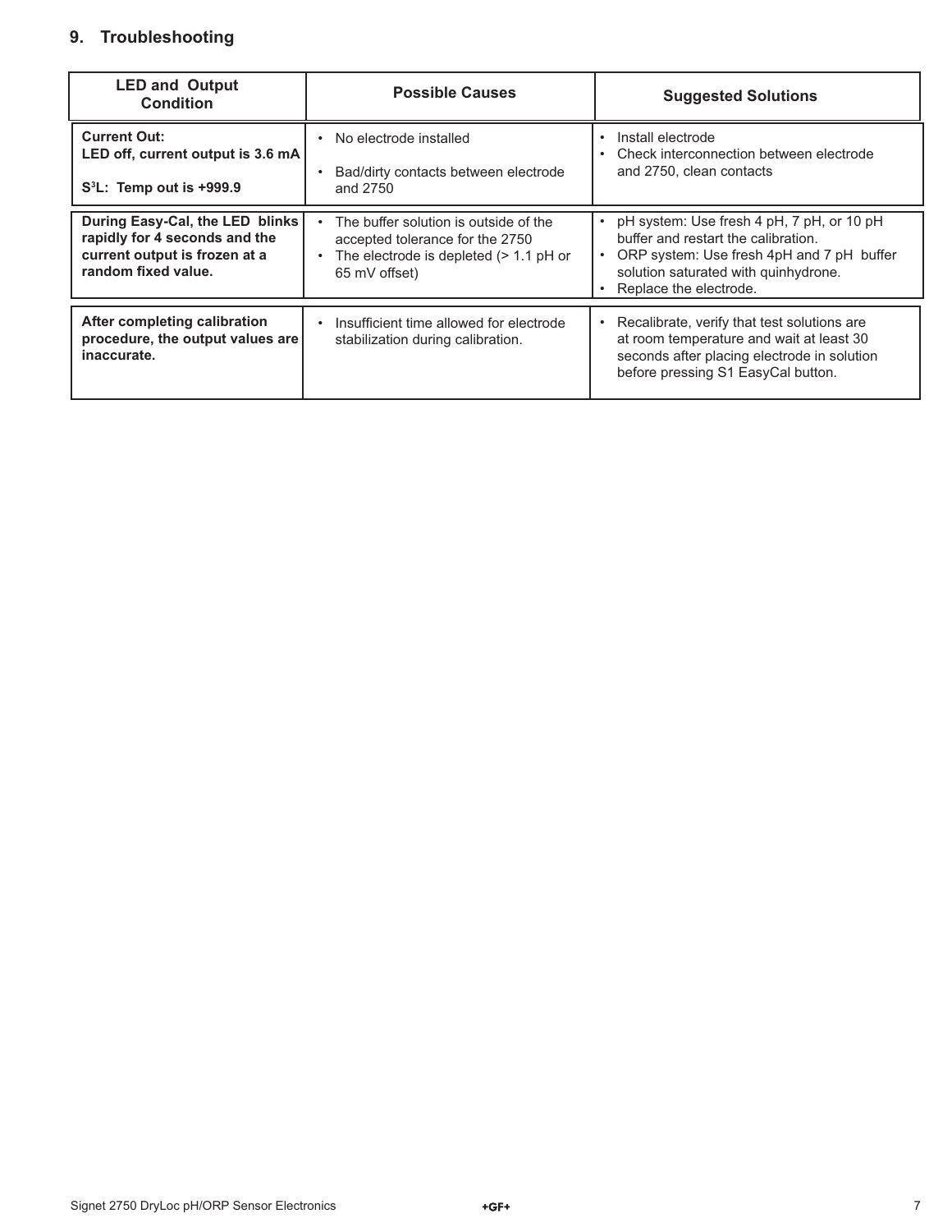## 9. Troubleshooting

| LED and Output Condition | Possible Causes | Suggested Solutions |
|---|---|---|
| **Current Out:** **LED off, current output is 3.6 mA** <br> **$S^3L$: Temp out is +999.9** | • No electrode installed <br> • Bad/dirty contacts between electrode and 2750 | • Install electrode <br> • Check interconnection between electrode and 2750, clean contacts |
| **During Easy-Cal, the LED blinks rapidly for 4 seconds and the current output is frozen at a random fixed value.** | • The buffer solution is outside of the accepted tolerance for the 2750 <br> • The electrode is depleted (> 1.1 pH or 65 mV offset) | • pH system: Use fresh 4 pH, 7 pH, or 10 pH buffer and restart the calibration. <br> • ORP system: Use fresh 4pH and 7 pH buffer solution saturated with quinhydrone. <br> • Replace the electrode. |
| **After completing calibration procedure, the output values are inaccurate.** | • Insufficient time allowed for electrode stabilization during calibration. | • Recalibrate, verify that test solutions are at room temperature and wait at least 30 seconds after placing electrode in solution before pressing S1 EasyCal button. |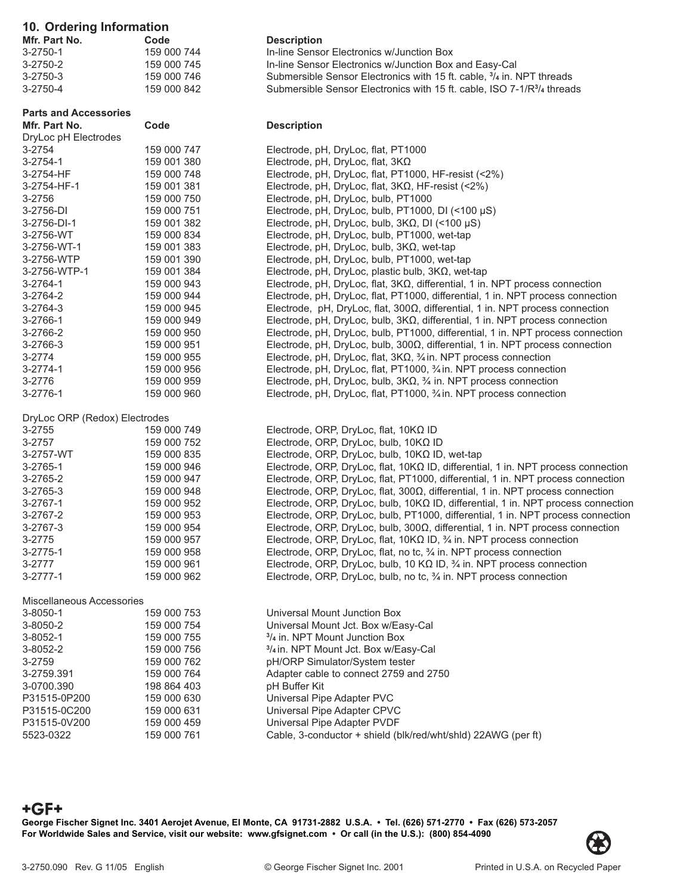## 10. Ordering Information

| Mfr. Part No. | Code | Description |
|---|---|---|
| 3-2750-1 | 159 000 744 | In-line Sensor Electronics w/Junction Box |
| 3-2750-2 | 159 000 745 | In-line Sensor Electronics w/Junction Box and Easy-Cal |
| 3-2750-3 | 159 000 746 | Submersible Sensor Electronics with 15 ft. cable, ¾ in. NPT threads |
| 3-2750-4 | 159 000 842 | Submersible Sensor Electronics with 15 ft. cable, ISO 7-1/R¾ threads |

### Parts and Accessories

| Mfr. Part No. | Code | Description |
|---|---|---|
| DryLoc pH Electrodes | | |
| 3-2754 | 159 000 747 | Electrode, pH, DryLoc, flat, PT1000 |
| 3-2754-1 | 159 001 380 | Electrode, pH, DryLoc, flat, 3KΩ |
| 3-2754-HF | 159 000 748 | Electrode, pH, DryLoc, flat, PT1000, HF-resist (<2%) |
| 3-2754-HF-1 | 159 001 381 | Electrode, pH, DryLoc, flat, 3KΩ, HF-resist (<2%) |
| 3-2756 | 159 000 750 | Electrode, pH, DryLoc, bulb, PT1000 |
| 3-2756-DI | 159 000 751 | Electrode, pH, DryLoc, bulb, PT1000, DI (<100 µS) |
| 3-2756-DI-1 | 159 001 382 | Electrode, pH, DryLoc, bulb, 3KΩ, DI (<100 µS) |
| 3-2756-WT | 159 000 834 | Electrode, pH, DryLoc, bulb, PT1000, wet-tap |
| 3-2756-WT-1 | 159 001 383 | Electrode, pH, DryLoc, bulb, 3KΩ, wet-tap |
| 3-2756-WTP | 159 001 390 | Electrode, pH, DryLoc, bulb, PT1000, wet-tap |
| 3-2756-WTP-1 | 159 001 384 | Electrode, pH, DryLoc, plastic bulb, 3KΩ, wet-tap |
| 3-2764-1 | 159 000 943 | Electrode, pH, DryLoc, flat, 3KΩ, differential, 1 in. NPT process connection |
| 3-2764-2 | 159 000 944 | Electrode, pH, DryLoc, flat, PT1000, differential, 1 in. NPT process connection |
| 3-2764-3 | 159 000 945 | Electrode, pH, DryLoc, flat, 300Ω, differential, 1 in. NPT process connection |
| 3-2766-1 | 159 000 949 | Electrode, pH, DryLoc, bulb, 3KΩ, differential, 1 in. NPT process connection |
| 3-2766-2 | 159 000 950 | Electrode, pH, DryLoc, bulb, PT1000, differential, 1 in. NPT process connection |
| 3-2766-3 | 159 000 951 | Electrode, pH, DryLoc, bulb, 300Ω, differential, 1 in. NPT process connection |
| 3-2774 | 159 000 955 | Electrode, pH, DryLoc, flat, 3KΩ, ¾ in. NPT process connection |
| 3-2774-1 | 159 000 956 | Electrode, pH, DryLoc, flat, PT1000, ¾ in. NPT process connection |
| 3-2776 | 159 000 959 | Electrode, pH, DryLoc, bulb, 3KΩ, ¾ in. NPT process connection |
| 3-2776-1 | 159 000 960 | Electrode, pH, DryLoc, flat, PT1000, ¾ in. NPT process connection |
| DryLoc ORP (Redox) Electrodes | | |
| 3-2755 | 159 000 749 | Electrode, ORP, DryLoc, flat, 10KΩ ID |
| 3-2757 | 159 000 752 | Electrode, ORP, DryLoc, bulb, 10KΩ ID |
| 3-2757-WT | 159 000 835 | Electrode, ORP, DryLoc, bulb, 10KΩ ID, wet-tap |
| 3-2765-1 | 159 000 946 | Electrode, ORP, DryLoc, flat, 10KΩ ID, differential, 1 in. NPT process connection |
| 3-2765-2 | 159 000 947 | Electrode, ORP, DryLoc, flat, PT1000, differential, 1 in. NPT process connection |
| 3-2765-3 | 159 000 948 | Electrode, ORP, DryLoc, flat, 300Ω, differential, 1 in. NPT process connection |
| 3-2767-1 | 159 000 952 | Electrode, ORP, DryLoc, bulb, 10KΩ ID, differential, 1 in. NPT process connection |
| 3-2767-2 | 159 000 953 | Electrode, ORP, DryLoc, bulb, PT1000, differential, 1 in. NPT process connection |
| 3-2767-3 | 159 000 954 | Electrode, ORP, DryLoc, bulb, 300Ω, differential, 1 in. NPT process connection |
| 3-2775 | 159 000 957 | Electrode, ORP, DryLoc, flat, 10KΩ ID, ¾ in. NPT process connection |
| 3-2775-1 | 159 000 958 | Electrode, ORP, DryLoc, flat, no tc, ¾ in. NPT process connection |
| 3-2777 | 159 000 961 | Electrode, ORP, DryLoc, bulb, 10 KΩ ID, ¾ in. NPT process connection |
| 3-2777-1 | 159 000 962 | Electrode, ORP, DryLoc, bulb, no tc, ¾ in. NPT process connection |
| Miscellaneous Accessories | | |
| 3-8050-1 | 159 000 753 | Universal Mount Junction Box |
| 3-8050-2 | 159 000 754 | Universal Mount Jct. Box w/Easy-Cal |
| 3-8052-1 | 159 000 755 | ¾ in. NPT Mount Junction Box |
| 3-8052-2 | 159 000 756 | ¾ in. NPT Mount Jct. Box w/Easy-Cal |
| 3-2759 | 159 000 762 | pH/ORP Simulator/System tester |
| 3-2759.391 | 159 000 764 | Adapter cable to connect 2759 and 2750 |
| 3-0700.390 | 198 864 403 | pH Buffer Kit |
| P31515-0P200 | 159 000 630 | Universal Pipe Adapter PVC |
| P31515-0C200 | 159 000 631 | Universal Pipe Adapter CPVC |
| P31515-0V200 | 159 000 459 | Universal Pipe Adapter PVDF |
| 5523-0322 | 159 000 761 | Cable, 3-conductor + shield (blk/red/wht/shld) 22AWG (per ft) |

+GF+

**George Fischer Signet Inc. 3401 Aerojet Avenue, El Monte, CA 91731-2882 U.S.A. • Tel. (626) 571-2770 • Fax (626) 573-2057**
**For Worldwide Sales and Service, visit our website: www.gfsignet.com • Or call (in the U.S.): (800) 854-4090**

3-2750.090 Rev. G 11/05 English © George Fischer Signet Inc. 2001 Printed in U.S.A. on Recycled Paper